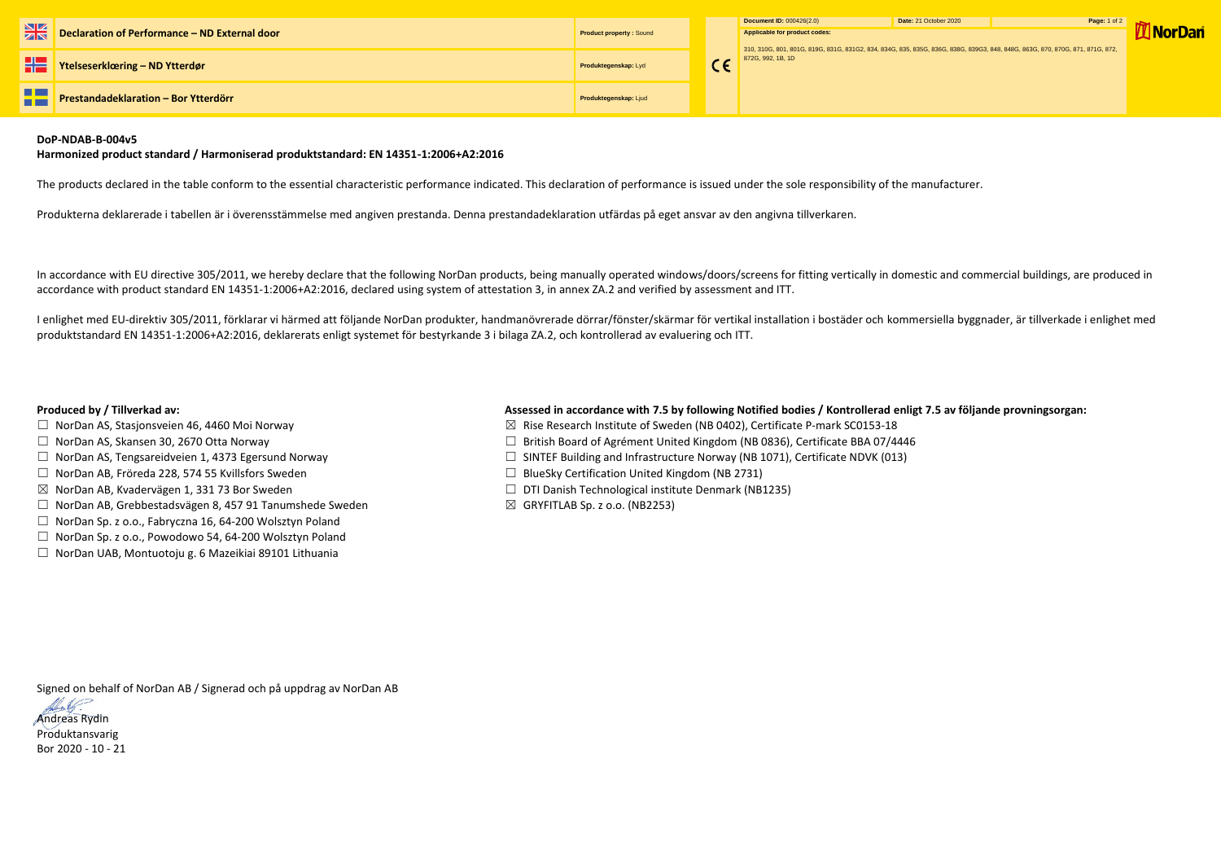| Declaration of Performance – ND External door | **Product property :** Sound | CE | **Document ID:** 000426(2.0) **Date:** 21 October 2020 |
|---|---|---|---|
| **Ytelseserklœring – ND Ytterdør** | **Produktegenskap:** Lyd | | **Applicable for product codes:** 310, 310G, 801, 801G, 819G, 831G, 831G2, 834, 834G, 835, 835G, 836G, 838G, 839G3, 848, 848G, 863G, 870, 870G, 871, 871G, 872, 872G, 992, 1B, 1D |
| **Prestandadeklaration – Bor Ytterdörr** | **Produktegenskap:** Ljud | | |

NorDan

**DoP-NDAB-B-004v5**

**Harmonized product standard / Harmoniserad produktstandard: EN 14351-1:2006+A2:2016**

The products declared in the table conform to the essential characteristic performance indicated. This declaration of performance is issued under the sole responsibility of the manufacturer.

Produkterna deklarerade i tabellen är i överensstämmelse med angiven prestanda. Denna prestandadeklaration utfärdas på eget ansvar av den angivna tillverkaren.

In accordance with EU directive 305/2011, we hereby declare that the following NorDan products, being manually operated windows/doors/screens for fitting vertically in domestic and commercial buildings, are produced in accordance with product standard EN 14351-1:2006+A2:2016, declared using system of attestation 3, in annex ZA.2 and verified by assessment and ITT.

I enlighet med EU-direktiv 305/2011, förklarar vi härmed att följande NorDan produkter, handmanövrerade dörrar/fönster/skärmar för vertikal installation i bostäder och kommersiella byggnader, är tillverkade i enlighet med produktstandard EN 14351-1:2006+A2:2016, deklarerats enligt systemet för bestyrkande 3 i bilaga ZA.2, och kontrollerad av evaluering och ITT.

**Produced by / Tillverkad av:**

- ☐ NorDan AS, Stasjonsveien 46, 4460 Moi Norway
- ☐ NorDan AS, Skansen 30, 2670 Otta Norway
- ☐ NorDan AS, Tengsareidveien 1, 4373 Egersund Norway
- ☐ NorDan AB, Fröreda 228, 574 55 Kvillsfors Sweden
- ☒ NorDan AB, Kvadervägen 1, 331 73 Bor Sweden
- ☐ NorDan AB, Grebbestadsvägen 8, 457 91 Tanumshede Sweden
- ☐ NorDan Sp. z o.o., Fabryczna 16, 64-200 Wolsztyn Poland
- ☐ NorDan Sp. z o.o., Powodowo 54, 64-200 Wolsztyn Poland
- ☐ NorDan UAB, Montuotoju g. 6 Mazeikiai 89101 Lithuania

**Assessed in accordance with 7.5 by following Notified bodies / Kontrollerad enligt 7.5 av följande provningsorgan:**

- ☒ Rise Research Institute of Sweden (NB 0402), Certificate P-mark SC0153-18
- ☐ British Board of Agrément United Kingdom (NB 0836), Certificate BBA 07/4446
- ☐ SINTEF Building and Infrastructure Norway (NB 1071), Certificate NDVK (013)
- ☐ BlueSky Certification United Kingdom (NB 2731)
- ☐ DTI Danish Technological institute Denmark (NB1235)
- ☒ GRYFITLAB Sp. z o.o. (NB2253)

Signed on behalf of NorDan AB / Signerad och på uppdrag av NorDan AB

Andreas Rydin
Produktansvarig
Bor 2020 - 10 - 21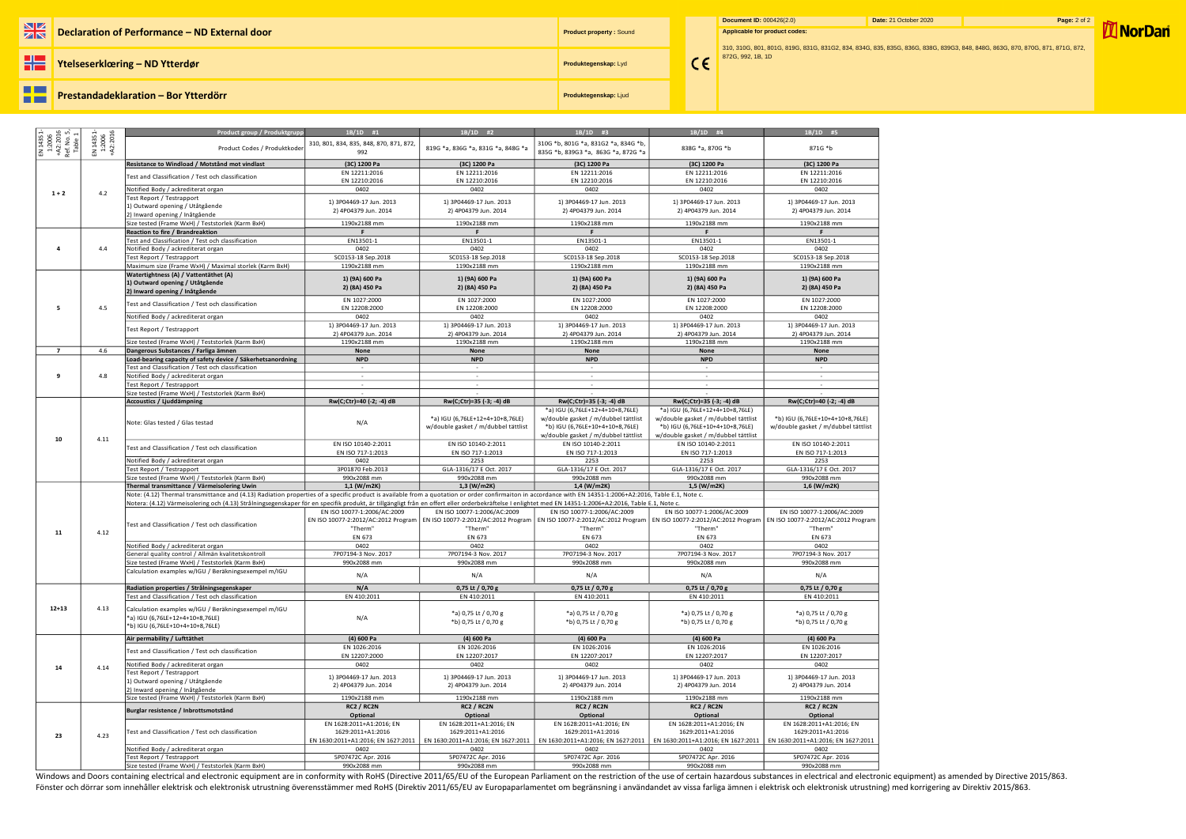# Declaration of Performance – ND External door

# Ytelseserklæring – ND Ytterdør

# Prestandadeklaration – Bor Ytterdörr

**Product property :** Sound
**Produktegenskap:** Lyd
**Produktegenskap:** Ljud

**Document ID:** 000426(2.0) **Date:** 21 October 2020

**Applicable for product codes:**

310, 310G, 801, 801G, 819G, 831G, 831G2, 834, 834G, 835, 835G, 836G, 838G, 839G3, 848, 848G, 863G, 870, 870G, 871, 871G, 872, 872G, 992, 1B, 1D

CE

NorDan

| EN 14351-1:2006 +A2:2016 Ref.No. 5, Table 1 | EN 14351-1:2006 +A2:2016 | Product group / Produktgrupp | 1B/1D #1 | 1B/1D #2 | 1B/1D #3 | 1B/1D #4 | 1B/1D #5 |
|---|---|---|---|---|---|---|---|
| | | Product Codes / Produktkoder | 310, 801, 834, 835, 848, 870, 871, 872, 992 | 819G *a, 836G *a, 831G *a, 848G *a | 310G *b, 801G *a, 831G2 *a, 834G *b, 835G *b, 839G3 *a, 863G *a, 872G *a | 838G *a, 870G *b | 871G *b |
| 1 + 2 | 4.2 | **Resistance to Windload / Motstånd mot vindlast** | **(3C) 1200 Pa** | **(3C) 1200 Pa** | **(3C) 1200 Pa** | **(3C) 1200 Pa** | **(3C) 1200 Pa** |
| | | Test and Classification / Test och classification | EN 12211:2016<br>EN 12210:2016 | EN 12211:2016<br>EN 12210:2016 | EN 12211:2016<br>EN 12210:2016 | EN 12211:2016<br>EN 12210:2016 | EN 12211:2016<br>EN 12210:2016 |
| | | Notified Body / ackrediterat organ | 0402 | 0402 | 0402 | 0402 | 0402 |
| | | Test Report / Testrapport<br>1) Outward opening / Utåtgående<br>2) Inward opening / Inåtgående | 1) 3P04469-17 Jun. 2013<br>2) 4P04379 Jun. 2014 | 1) 3P04469-17 Jun. 2013<br>2) 4P04379 Jun. 2014 | 1) 3P04469-17 Jun. 2013<br>2) 4P04379 Jun. 2014 | 1) 3P04469-17 Jun. 2013<br>2) 4P04379 Jun. 2014 | 1) 3P04469-17 Jun. 2013<br>2) 4P04379 Jun. 2014 |
| | | Size tested (Frame WxH) / Teststorlek (Karm BxH) | 1190x2188 mm | 1190x2188 mm | 1190x2188 mm | 1190x2188 mm | 1190x2188 mm |
| 4 | 4.4 | **Reaction to fire / Brandreaktion** | **F** | **F** | **F** | **F** | **F** |
| | | Test and Classification / Test och classification | EN13501-1 | EN13501-1 | EN13501-1 | EN13501-1 | EN13501-1 |
| | | Notified Body / ackrediterat organ | 0402 | 0402 | 0402 | 0402 | 0402 |
| | | Test Report / Testrapport | SC0153-18 Sep.2018 | SC0153-18 Sep.2018 | SC0153-18 Sep.2018 | SC0153-18 Sep.2018 | SC0153-18 Sep.2018 |
| | | Maximum size (Frame WxH) / Maximal storlek (Karm BxH) | 1190x2188 mm | 1190x2188 mm | 1190x2188 mm | 1190x2188 mm | 1190x2188 mm |
| 5 | 4.5 | **Watertightness (A) / Vattentäthet (A)<br>1) Outward opening / Utåtgående<br>2) Inward opening / Inåtgående** | **1) (9A) 600 Pa<br>2) (8A) 450 Pa** | **1) (9A) 600 Pa<br>2) (8A) 450 Pa** | **1) (9A) 600 Pa<br>2) (8A) 450 Pa** | **1) (9A) 600 Pa<br>2) (8A) 450 Pa** | **1) (9A) 600 Pa<br>2) (8A) 450 Pa** |
| | | Test and Classification / Test och classification | EN 1027:2000<br>EN 12208:2000 | EN 1027:2000<br>EN 12208:2000 | EN 1027:2000<br>EN 12208:2000 | EN 1027:2000<br>EN 12208:2000 | EN 1027:2000<br>EN 12208:2000 |
| | | Notified Body / ackrediterat organ | 0402 | 0402 | 0402 | 0402 | 0402 |
| | | Test Report / Testrapport | 1) 3P04469-17 Jun. 2013<br>2) 4P04379 Jun. 2014 | 1) 3P04469-17 Jun. 2013<br>2) 4P04379 Jun. 2014 | 1) 3P04469-17 Jun. 2013<br>2) 4P04379 Jun. 2014 | 1) 3P04469-17 Jun. 2013<br>2) 4P04379 Jun. 2014 | 1) 3P04469-17 Jun. 2013<br>2) 4P04379 Jun. 2014 |
| | | Size tested (Frame WxH) / Teststorlek (Karm BxH) | 1190x2188 mm | 1190x2188 mm | 1190x2188 mm | 1190x2188 mm | 1190x2188 mm |
| 7 | 4.6 | **Dangerous Substances / Farliga ämnen** | **None** | **None** | **None** | **None** | **None** |
| 9 | 4.8 | **Load-bearing capacity of safety device / Säkerhetsanordning** | **NPD** | **NPD** | **NPD** | **NPD** | **NPD** |
| | | Test and Classification / Test och classification | - | - | - | - | - |
| | | Notified Body / ackrediterat organ | - | - | - | - | - |
| | | Test Report / Testrapport | - | - | - | - | - |
| | | Size tested (Frame WxH) / Teststorlek (Karm BxH) | - | - | - | - | - |
| 10 | 4.11 | **Accoustics / Ljuddämpning** | **Rw(C;Ctr)=40 (-2; -4) dB** | **Rw(C;Ctr)=35 (-3; -4) dB** | **Rw(C;Ctr)=35 (-3; -4) dB** | **Rw(C;Ctr)=35 (-3; -4) dB** | **Rw(C;Ctr)=40 (-2; -4) dB** |
| | | Note: Glas tested / Glas testad | N/A | *a) IGU (6,76LE+12+4+10+8,76LE) w/double gasket / m/dubbel tättlist | *a) IGU (6,76LE+12+4+10+8,76LE) w/double gasket / m/dubbel tättlist<br>*b) IGU (6,76LE+10+4+10+8,76LE) w/double gasket / m/dubbel tättlist | *a) IGU (6,76LE+12+4+10+8,76LE) w/double gasket / m/dubbel tättlist<br>*b) IGU (6,76LE+10+4+10+8,76LE) w/double gasket / m/dubbel tättlist | *b) IGU (6,76LE+10+4+10+8,76LE) w/double gasket / m/dubbel tättlist |
| | | Test and Classification / Test och classification | EN ISO 10140-2:2011<br>EN ISO 717-1:2013 | EN ISO 10140-2:2011<br>EN ISO 717-1:2013 | EN ISO 10140-2:2011<br>EN ISO 717-1:2013 | EN ISO 10140-2:2011<br>EN ISO 717-1:2013 | EN ISO 10140-2:2011<br>EN ISO 717-1:2013 |
| | | Notified Body / ackrediterat organ | 0402 | 2253 | 2253 | 2253 | 2253 |
| | | Test Report / Testrapport | 3P01870 Feb.2013 | GLA-1316/17 E Oct. 2017 | GLA-1316/17 E Oct. 2017 | GLA-1316/17 E Oct. 2017 | GLA-1316/17 E Oct. 2017 |
| | | Size tested (Frame WxH) / Teststorlek (Karm BxH) | 990x2088 mm | 990x2088 mm | 990x2088 mm | 990x2088 mm | 990x2088 mm |
| 11 | 4.12 | **Thermal transmittance / Värmeisolering Uwin** | **1,1 (W/m2K)** | **1,3 (W/m2K)** | **1,4 (W/m2K)** | **1,5 (W/m2K)** | **1,6 (W/m2K)** |
| | | Note: (4.12) Thermal transmittance and (4.13) Radiation properties of a specific product is available from a quotation or order confirmaiton in accordance with EN 14351-1:2006+A2:2016, Table E.1, Note c.<br>Notera: (4.12) Värmeisolering och (4.13) Strålningsegenskaper för en specifik produkt, är tillgängligt från en offert eller orderbekräftelse I enlighet med EN 14351-1:2006+A2:2016, Table E.1, Note c. | | | | | |
| | | Test and Classification / Test och classification | EN ISO 10077-1:2006/AC:2009<br>EN ISO 10077-2:2012/AC:2012 Program "Therm"<br>EN 673 | EN ISO 10077-1:2006/AC:2009<br>EN ISO 10077-2:2012/AC:2012 Program "Therm"<br>EN 673 | EN ISO 10077-1:2006/AC:2009<br>EN ISO 10077-2:2012/AC:2012 Program "Therm"<br>EN 673 | EN ISO 10077-1:2006/AC:2009<br>EN ISO 10077-2:2012/AC:2012 Program "Therm"<br>EN 673 | EN ISO 10077-1:2006/AC:2009<br>EN ISO 10077-2:2012/AC:2012 Program "Therm"<br>EN 673 |
| | | Notified Body / ackrediterat organ | 0402 | 0402 | 0402 | 0402 | 0402 |
| | | General quality control / Allmän kvalitetskontroll | 7P07194-3 Nov. 2017 | 7P07194-3 Nov. 2017 | 7P07194-3 Nov. 2017 | 7P07194-3 Nov. 2017 | 7P07194-3 Nov. 2017 |
| | | Size tested (Frame WxH) / Teststorlek (Karm BxH) | 990x2088 mm | 990x2088 mm | 990x2088 mm | 990x2088 mm | 990x2088 mm |
| | | Calculation examples w/IGU / Beräkningsexempel m/IGU | N/A | N/A | N/A | N/A | N/A |
| 12+13 | 4.13 | **Radiation properties / Strålningsegenskaper** | **N/A** | **0,75 Lt / 0,70 g** | **0,75 Lt / 0,70 g** | **0,75 Lt / 0,70 g** | **0,75 Lt / 0,70 g** |
| | | Test and Classification / Test och classification | EN 410:2011 | EN 410:2011 | EN 410:2011 | EN 410:2011 | EN 410:2011 |
| | | Calculation examples w/IGU / Beräkningsexempel m/IGU<br>*a) IGU (6,76LE+12+4+10+8,76LE)<br>*b) IGU (6,76LE+10+4+10+8,76LE) | N/A | *a) 0,75 Lt / 0,70 g<br>*b) 0,75 Lt / 0,70 g | *a) 0,75 Lt / 0,70 g<br>*b) 0,75 Lt / 0,70 g | *a) 0,75 Lt / 0,70 g<br>*b) 0,75 Lt / 0,70 g | *a) 0,75 Lt / 0,70 g<br>*b) 0,75 Lt / 0,70 g |
| 14 | 4.14 | **Air permability / Lufttäthet** | **(4) 600 Pa** | **(4) 600 Pa** | **(4) 600 Pa** | **(4) 600 Pa** | **(4) 600 Pa** |
| | | Test and Classification / Test och classification | EN 1026:2016<br>EN 12207:2000 | EN 1026:2016<br>EN 12207:2017 | EN 1026:2016<br>EN 12207:2017 | EN 1026:2016<br>EN 12207:2017 | EN 1026:2016<br>EN 12207:2017 |
| | | Notified Body / ackrediterat organ | 0402 | 0402 | 0402 | 0402 | 0402 |
| | | Test Report / Testrapport<br>1) Outward opening / Utåtgående<br>2) Inward opening / Inåtgående | 1) 3P04469-17 Jun. 2013<br>2) 4P04379 Jun. 2014 | 1) 3P04469-17 Jun. 2013<br>2) 4P04379 Jun. 2014 | 1) 3P04469-17 Jun. 2013<br>2) 4P04379 Jun. 2014 | 1) 3P04469-17 Jun. 2013<br>2) 4P04379 Jun. 2014 | 1) 3P04469-17 Jun. 2013<br>2) 4P04379 Jun. 2014 |
| | | Size tested (Frame WxH) / Teststorlek (Karm BxH) | 1190x2188 mm | 1190x2188 mm | 1190x2188 mm | 1190x2188 mm | 1190x2188 mm |
| 23 | 4.23 | **Burglar resistence / Inbrottsmotstånd** | **RC2 / RC2N<br>Optional** | **RC2 / RC2N<br>Optional** | **RC2 / RC2N<br>Optional** | **RC2 / RC2N<br>Optional** | **RC2 / RC2N<br>Optional** |
| | | Test and Classification / Test och classification | EN 1628:2011+A1:2016; EN 1629:2011+A1:2016<br>EN 1630:2011+A1:2016; EN 1627:2011 | EN 1628:2011+A1:2016; EN 1629:2011+A1:2016<br>EN 1630:2011+A1:2016; EN 1627:2011 | EN 1628:2011+A1:2016; EN 1629:2011+A1:2016<br>EN 1630:2011+A1:2016; EN 1627:2011 | EN 1628:2011+A1:2016; EN 1629:2011+A1:2016<br>EN 1630:2011+A1:2016; EN 1627:2011 | EN 1628:2011+A1:2016; EN 1629:2011+A1:2016<br>EN 1630:2011+A1:2016; EN 1627:2011 |
| | | Notified Body / ackrediterat organ | 0402 | 0402 | 0402 | 0402 | 0402 |
| | | Test Report / Testrapport | 5P07472C Apr. 2016 | 5P07472C Apr. 2016 | 5P07472C Apr. 2016 | 5P07472C Apr. 2016 | 5P07472C Apr. 2016 |
| | | Size tested (Frame WxH) / Teststorlek (Karm BxH) | 990x2088 mm | 990x2088 mm | 990x2088 mm | 990x2088 mm | 990x2088 mm |

Windows and Doors containing electrical and electronic equipment are in conformity with RoHS (Directive 2011/65/EU of the European Parliament on the restriction of the use of certain hazardous substances in electrical and electronic equipment) as amended by Directive 2015/863.
Fönster och dörrar som innehåller elektrisk och elektronisk utrustning överensstämmer med RoHS (Direktiv 2011/65/EU av Europaparlamentet om begränsning i användandet av vissa farliga ämnen i elektrisk och elektronisk utrustning) med korrigering av Direktiv 2015/863.